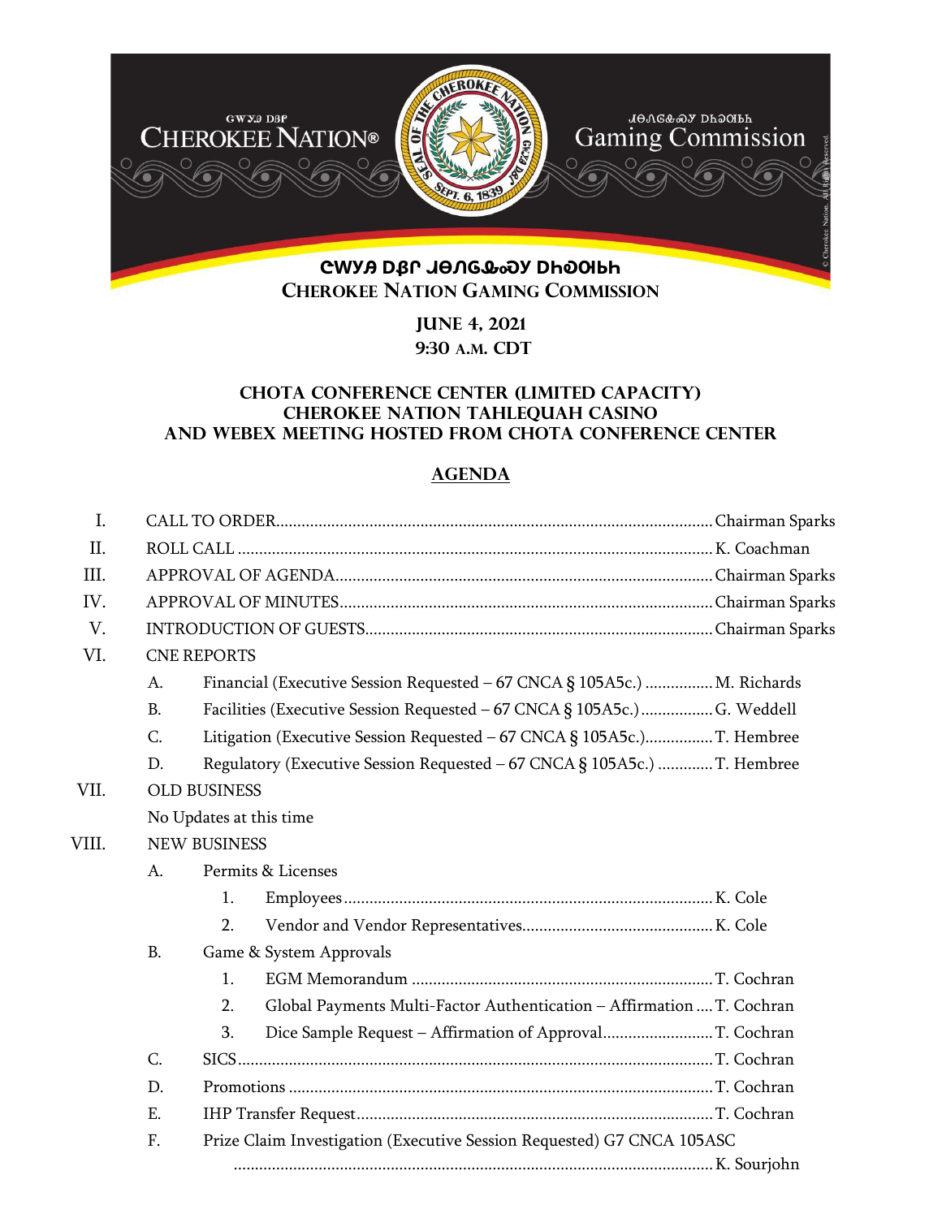ᏣᎳᎩ ᎠᏰᏟ Cherokee Nation® | ᏗᏁᏩᏓᏍᎩ ᎠᏂᎦᏘᏯ Gaming Commission

# ᏣᎳᎩ ᎠᏰᏟ ᏗᏁᏩᏓᏍᎩ ᎠᏂᎦᏘᏯ
# Cherokee Nation Gaming Commission

**June 4, 2021**
**9:30 a.m. CDT**

**Chota Conference Center (Limited Capacity)**
**Cherokee Nation Tahlequah Casino**
**and WebEx Meeting Hosted from Chota Conference Center**

## AGENDA

I. CALL TO ORDER........................................ Chairman Sparks

II. ROLL CALL........................................ K. Coachman

III. APPROVAL OF AGENDA........................................ Chairman Sparks

IV. APPROVAL OF MINUTES........................................ Chairman Sparks

V. INTRODUCTION OF GUESTS........................................ Chairman Sparks

VI. CNE REPORTS

- A. Financial (Executive Session Requested – 67 CNCA § 105A5c.) ................ M. Richards
- B. Facilities (Executive Session Requested – 67 CNCA § 105A5c.) ................ G. Weddell
- C. Litigation (Executive Session Requested – 67 CNCA § 105A5c.)................ T. Hembree
- D. Regulatory (Executive Session Requested – 67 CNCA § 105A5c.) ............ T. Hembree

VII. OLD BUSINESS

No Updates at this time

VIII. NEW BUSINESS

- A. Permits & Licenses
  1. Employees........................................ K. Cole
  2. Vendor and Vendor Representatives........................................ K. Cole
- B. Game & System Approvals
  1. EGM Memorandum........................................ T. Cochran
  2. Global Payments Multi-Factor Authentication – Affirmation .... T. Cochran
  3. Dice Sample Request – Affirmation of Approval........................ T. Cochran
- C. SICS........................................ T. Cochran
- D. Promotions........................................ T. Cochran
- E. IHP Transfer Request........................................ T. Cochran
- F. Prize Claim Investigation (Executive Session Requested) G7 CNCA 105A5C ........................................ K. Sourjohn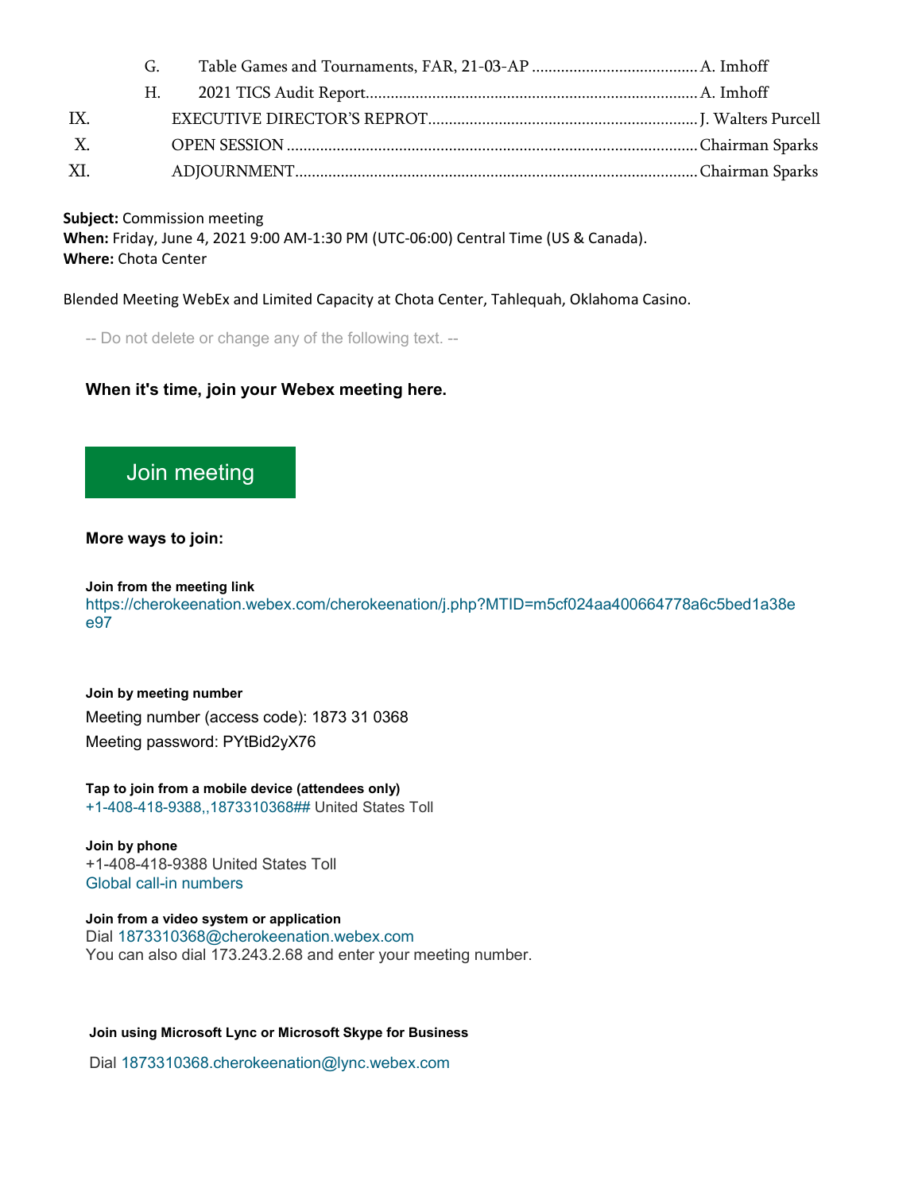G. Table Games and Tournaments, FAR, 21-03-AP ........................................ A. Imhoff

H. 2021 TICS Audit Report................................................................................ A. Imhoff

IX. EXECUTIVE DIRECTOR'S REPROT................................................................ J. Walters Purcell

X. OPEN SESSION .................................................................................................. Chairman Sparks

XI. ADJOURNMENT................................................................................................ Chairman Sparks

**Subject:** Commission meeting
**When:** Friday, June 4, 2021 9:00 AM-1:30 PM (UTC-06:00) Central Time (US & Canada).
**Where:** Chota Center

Blended Meeting WebEx and Limited Capacity at Chota Center, Tahlequah, Oklahoma Casino.

-- Do not delete or change any of the following text. --

**When it's time, join your Webex meeting here.**

Join meeting

**More ways to join:**

**Join from the meeting link**
https://cherokeenation.webex.com/cherokeenation/j.php?MTID=m5cf024aa400664778a6c5bed1a38ee97

**Join by meeting number**
Meeting number (access code): 1873 31 0368
Meeting password: PYtBid2yX76

**Tap to join from a mobile device (attendees only)**
+1-408-418-9388,,1873310368## United States Toll

**Join by phone**
+1-408-418-9388 United States Toll
Global call-in numbers

**Join from a video system or application**
Dial 1873310368@cherokeenation.webex.com
You can also dial 173.243.2.68 and enter your meeting number.

**Join using Microsoft Lync or Microsoft Skype for Business**

Dial 1873310368.cherokeenation@lync.webex.com